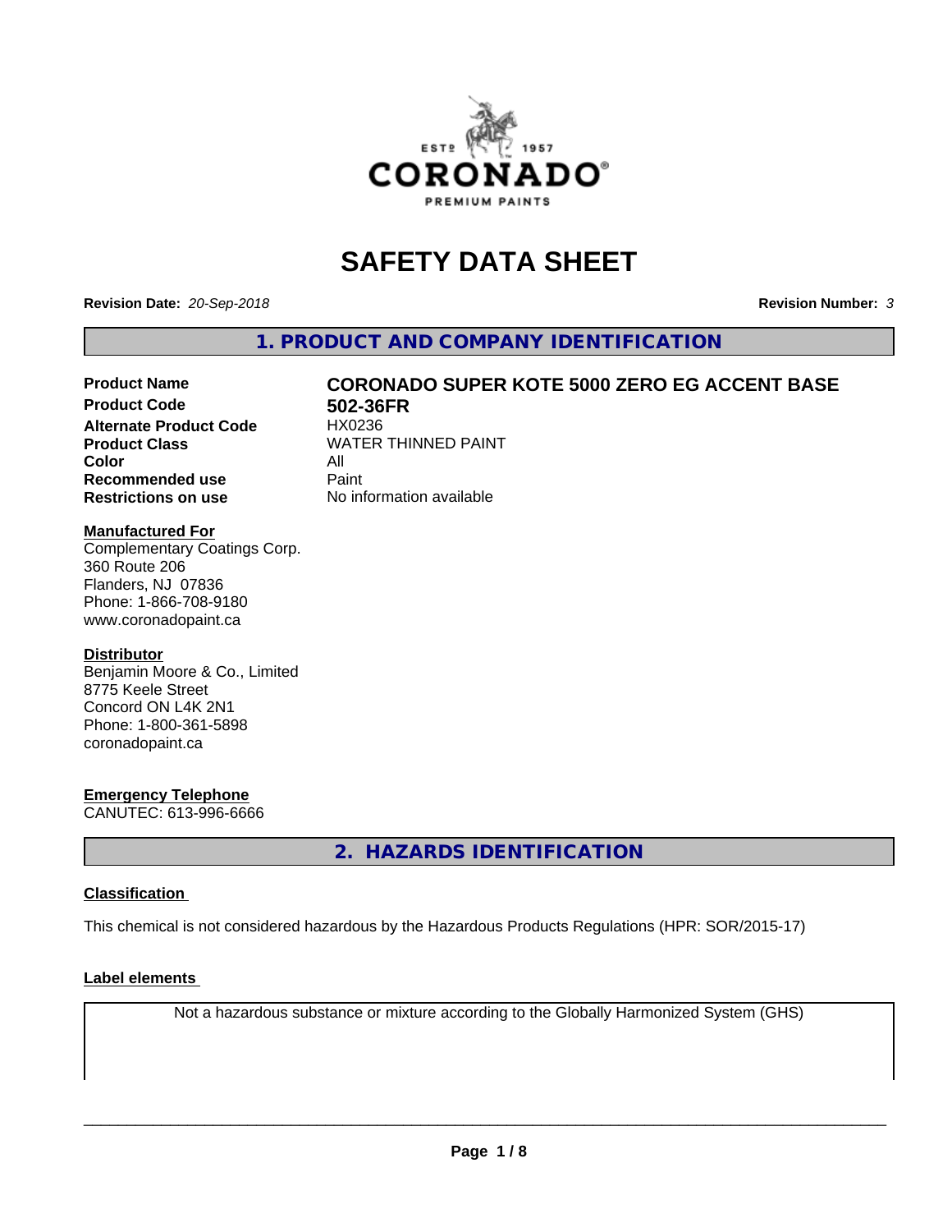# SAFETY DATA SHEET

**Revision Date:** *20-Sep-2018* **Revision Number:** *3*

## 1. PRODUCT AND COMPANY IDENTIFICATION

| | |
|---|---|
| **Product Name** | **CORONADO SUPER KOTE 5000 ZERO EG ACCENT BASE** |
| **Product Code** | **502-36FR** |
| **Alternate Product Code** | HX0236 |
| **Product Class** | WATER THINNED PAINT |
| **Color** | All |
| **Recommended use** | Paint |
| **Restrictions on use** | No information available |

**Manufactured For**
Complementary Coatings Corp.
360 Route 206
Flanders, NJ 07836
Phone: 1-866-708-9180
www.coronadopaint.ca

**Distributor**
Benjamin Moore & Co., Limited
8775 Keele Street
Concord ON L4K 2N1
Phone: 1-800-361-5898
coronadopaint.ca

**Emergency Telephone**
CANUTEC: 613-996-6666

## 2. HAZARDS IDENTIFICATION

**Classification**

This chemical is not considered hazardous by the Hazardous Products Regulations (HPR: SOR/2015-17)

**Label elements**

Not a hazardous substance or mixture according to the Globally Harmonized System (GHS)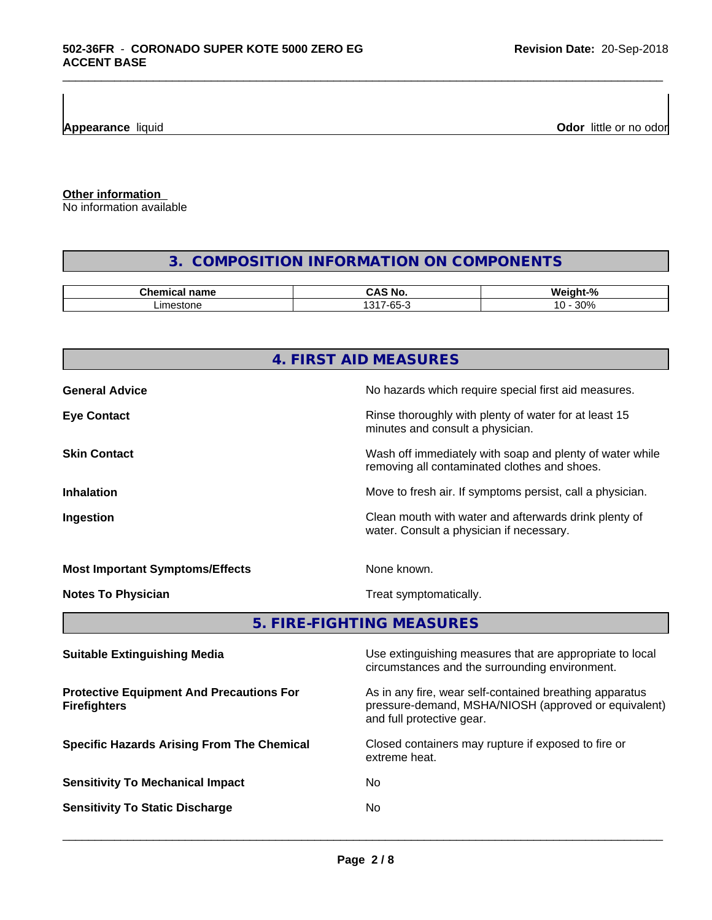**Appearance** liquid

**Odor** little or no odor

**Other information**
No information available

## 3. COMPOSITION INFORMATION ON COMPONENTS

| Chemical name | CAS No. | Weight-% |
| --- | --- | --- |
| Limestone | 1317-65-3 | 10 - 30% |

## 4. FIRST AID MEASURES

**General Advice**
No hazards which require special first aid measures.

**Eye Contact**
Rinse thoroughly with plenty of water for at least 15 minutes and consult a physician.

**Skin Contact**
Wash off immediately with soap and plenty of water while removing all contaminated clothes and shoes.

**Inhalation**
Move to fresh air. If symptoms persist, call a physician.

**Ingestion**
Clean mouth with water and afterwards drink plenty of water. Consult a physician if necessary.

**Most Important Symptoms/Effects**
None known.

**Notes To Physician**
Treat symptomatically.

## 5. FIRE-FIGHTING MEASURES

**Suitable Extinguishing Media**
Use extinguishing measures that are appropriate to local circumstances and the surrounding environment.

**Protective Equipment And Precautions For Firefighters**
As in any fire, wear self-contained breathing apparatus pressure-demand, MSHA/NIOSH (approved or equivalent) and full protective gear.

**Specific Hazards Arising From The Chemical**
Closed containers may rupture if exposed to fire or extreme heat.

**Sensitivity To Mechanical Impact**
No

**Sensitivity To Static Discharge**
No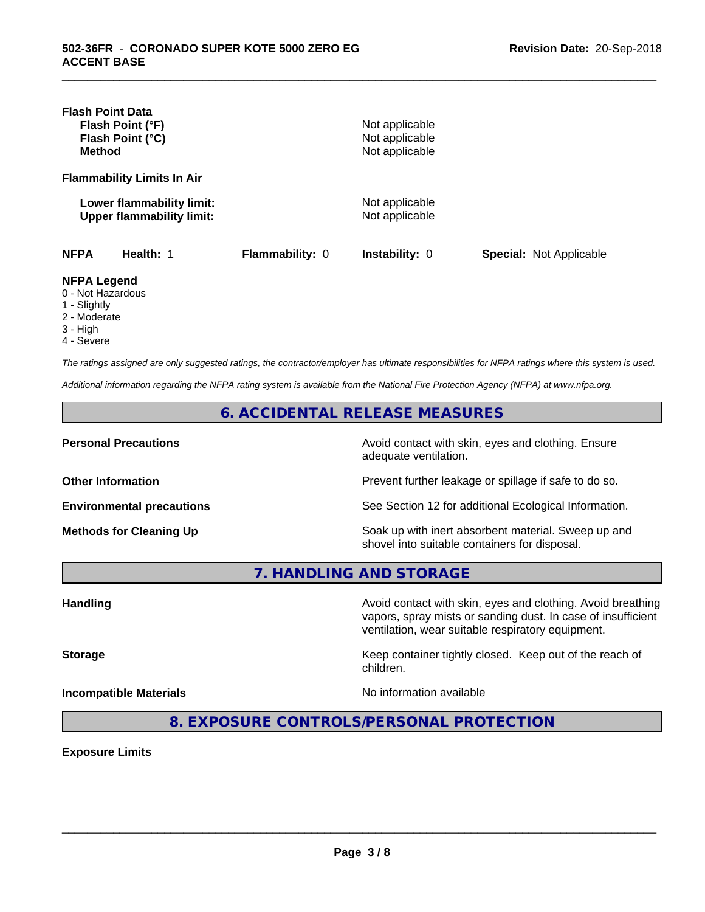**Flash Point Data**

| | |
|---|---|
| **Flash Point (°F)** | Not applicable |
| **Flash Point (°C)** | Not applicable |
| **Method** | Not applicable |

**Flammability Limits In Air**

| | |
|---|---|
| **Lower flammability limit:** | Not applicable |
| **Upper flammability limit:** | Not applicable |

| **NFPA** | **Health:** 1 | **Flammability:** 0 | **Instability:** 0 | **Special:** Not Applicable |
|---|---|---|---|---|

**NFPA Legend**

- 0 - Not Hazardous
- 1 - Slightly
- 2 - Moderate
- 3 - High
- 4 - Severe

*The ratings assigned are only suggested ratings, the contractor/employer has ultimate responsibilities for NFPA ratings where this system is used.*

*Additional information regarding the NFPA rating system is available from the National Fire Protection Agency (NFPA) at www.nfpa.org.*

## 6. ACCIDENTAL RELEASE MEASURES

| | |
|---|---|
| **Personal Precautions** | Avoid contact with skin, eyes and clothing. Ensure adequate ventilation. |
| **Other Information** | Prevent further leakage or spillage if safe to do so. |
| **Environmental precautions** | See Section 12 for additional Ecological Information. |
| **Methods for Cleaning Up** | Soak up with inert absorbent material. Sweep up and shovel into suitable containers for disposal. |

## 7. HANDLING AND STORAGE

| | |
|---|---|
| **Handling** | Avoid contact with skin, eyes and clothing. Avoid breathing vapors, spray mists or sanding dust. In case of insufficient ventilation, wear suitable respiratory equipment. |
| **Storage** | Keep container tightly closed. Keep out of the reach of children. |
| **Incompatible Materials** | No information available |

## 8. EXPOSURE CONTROLS/PERSONAL PROTECTION

**Exposure Limits**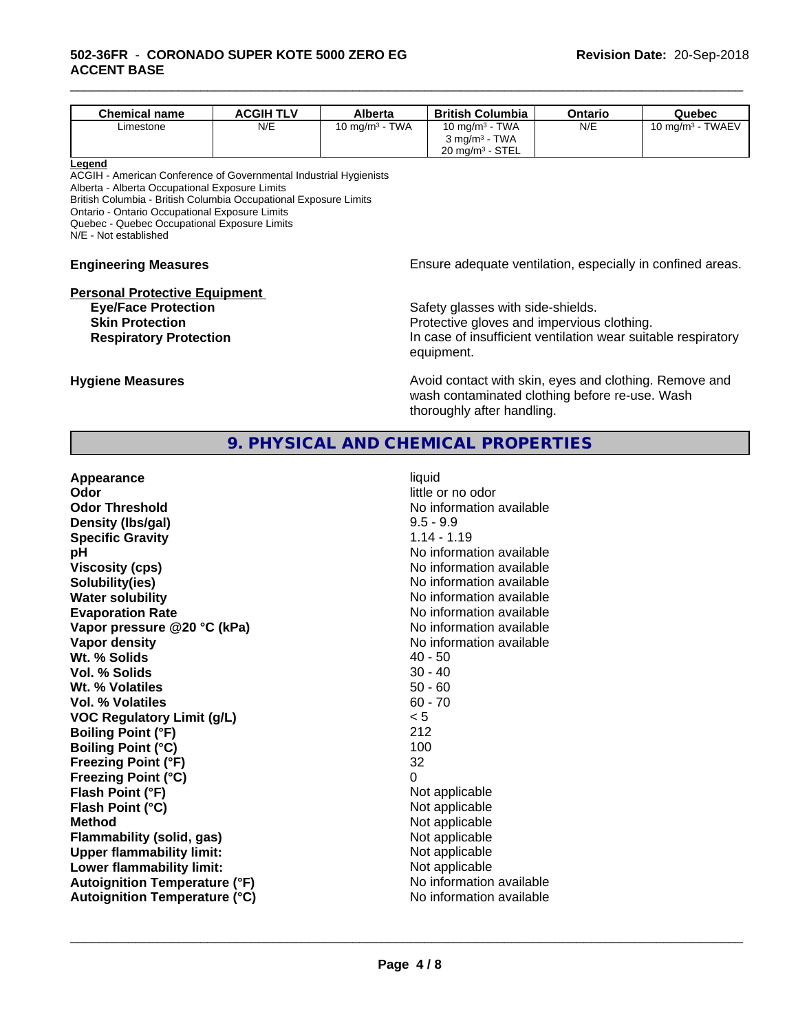| Chemical name | ACGIH TLV | Alberta | British Columbia | Ontario | Quebec |
| --- | --- | --- | --- | --- | --- |
| Limestone | N/E | 10 mg/m³ - TWA | 10 mg/m³ - TWA<br>3 mg/m³ - TWA<br>20 mg/m³ - STEL | N/E | 10 mg/m³ - TWAEV |

**Legend**

ACGIH - American Conference of Governmental Industrial Hygienists
Alberta - Alberta Occupational Exposure Limits
British Columbia - British Columbia Occupational Exposure Limits
Ontario - Ontario Occupational Exposure Limits
Quebec - Quebec Occupational Exposure Limits
N/E - Not established

**Engineering Measures** Ensure adequate ventilation, especially in confined areas.

**Personal Protective Equipment**

**Eye/Face Protection** Safety glasses with side-shields.

**Skin Protection** Protective gloves and impervious clothing.

**Respiratory Protection** In case of insufficient ventilation wear suitable respiratory equipment.

**Hygiene Measures** Avoid contact with skin, eyes and clothing. Remove and wash contaminated clothing before re-use. Wash thoroughly after handling.

## 9. PHYSICAL AND CHEMICAL PROPERTIES

| | |
| --- | --- |
| **Appearance** | liquid |
| **Odor** | little or no odor |
| **Odor Threshold** | No information available |
| **Density (lbs/gal)** | 9.5 - 9.9 |
| **Specific Gravity** | 1.14 - 1.19 |
| **pH** | No information available |
| **Viscosity (cps)** | No information available |
| **Solubility(ies)** | No information available |
| **Water solubility** | No information available |
| **Evaporation Rate** | No information available |
| **Vapor pressure @20 °C (kPa)** | No information available |
| **Vapor density** | No information available |
| **Wt. % Solids** | 40 - 50 |
| **Vol. % Solids** | 30 - 40 |
| **Wt. % Volatiles** | 50 - 60 |
| **Vol. % Volatiles** | 60 - 70 |
| **VOC Regulatory Limit (g/L)** | < 5 |
| **Boiling Point (°F)** | 212 |
| **Boiling Point (°C)** | 100 |
| **Freezing Point (°F)** | 32 |
| **Freezing Point (°C)** | 0 |
| **Flash Point (°F)** | Not applicable |
| **Flash Point (°C)** | Not applicable |
| **Method** | Not applicable |
| **Flammability (solid, gas)** | Not applicable |
| **Upper flammability limit:** | Not applicable |
| **Lower flammability limit:** | Not applicable |
| **Autoignition Temperature (°F)** | No information available |
| **Autoignition Temperature (°C)** | No information available |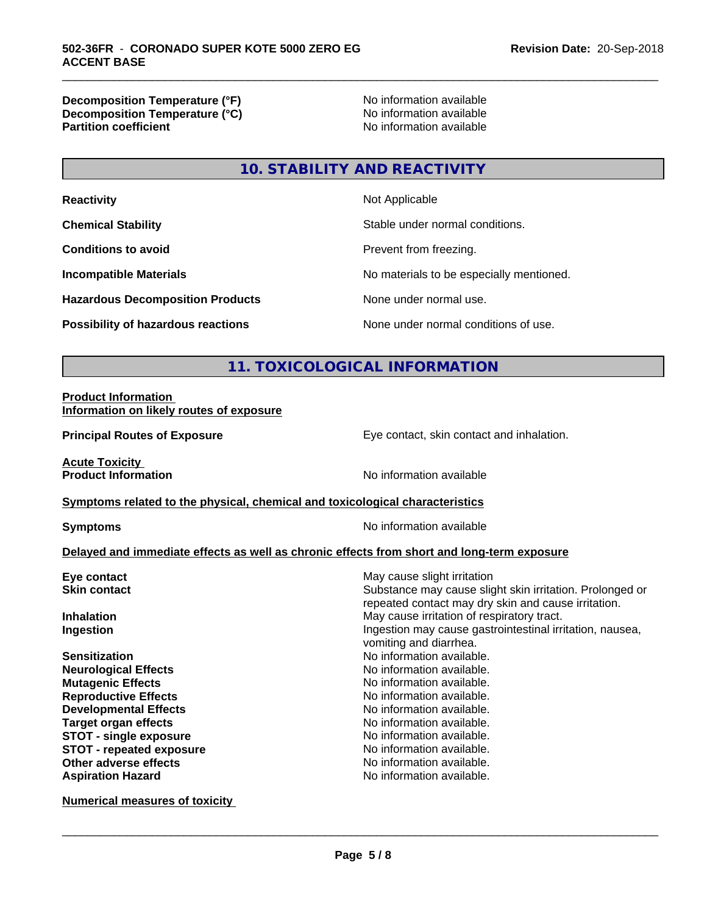| | |
|---|---|
| **Decomposition Temperature (°F)** | No information available |
| **Decomposition Temperature (°C)** | No information available |
| **Partition coefficient** | No information available |

## 10. STABILITY AND REACTIVITY

| | |
|---|---|
| **Reactivity** | Not Applicable |
| **Chemical Stability** | Stable under normal conditions. |
| **Conditions to avoid** | Prevent from freezing. |
| **Incompatible Materials** | No materials to be especially mentioned. |
| **Hazardous Decomposition Products** | None under normal use. |
| **Possibility of hazardous reactions** | None under normal conditions of use. |

## 11. TOXICOLOGICAL INFORMATION

**Product Information**
**Information on likely routes of exposure**

**Principal Routes of Exposure** — Eye contact, skin contact and inhalation.

**Acute Toxicity**
**Product Information** — No information available

**Symptoms related to the physical, chemical and toxicological characteristics**

**Symptoms** — No information available

**Delayed and immediate effects as well as chronic effects from short and long-term exposure**

| | |
|---|---|
| **Eye contact** | May cause slight irritation |
| **Skin contact** | Substance may cause slight skin irritation. Prolonged or repeated contact may dry skin and cause irritation. |
| **Inhalation** | May cause irritation of respiratory tract. |
| **Ingestion** | Ingestion may cause gastrointestinal irritation, nausea, vomiting and diarrhea. |
| **Sensitization** | No information available. |
| **Neurological Effects** | No information available. |
| **Mutagenic Effects** | No information available. |
| **Reproductive Effects** | No information available. |
| **Developmental Effects** | No information available. |
| **Target organ effects** | No information available. |
| **STOT - single exposure** | No information available. |
| **STOT - repeated exposure** | No information available. |
| **Other adverse effects** | No information available. |
| **Aspiration Hazard** | No information available. |

**Numerical measures of toxicity**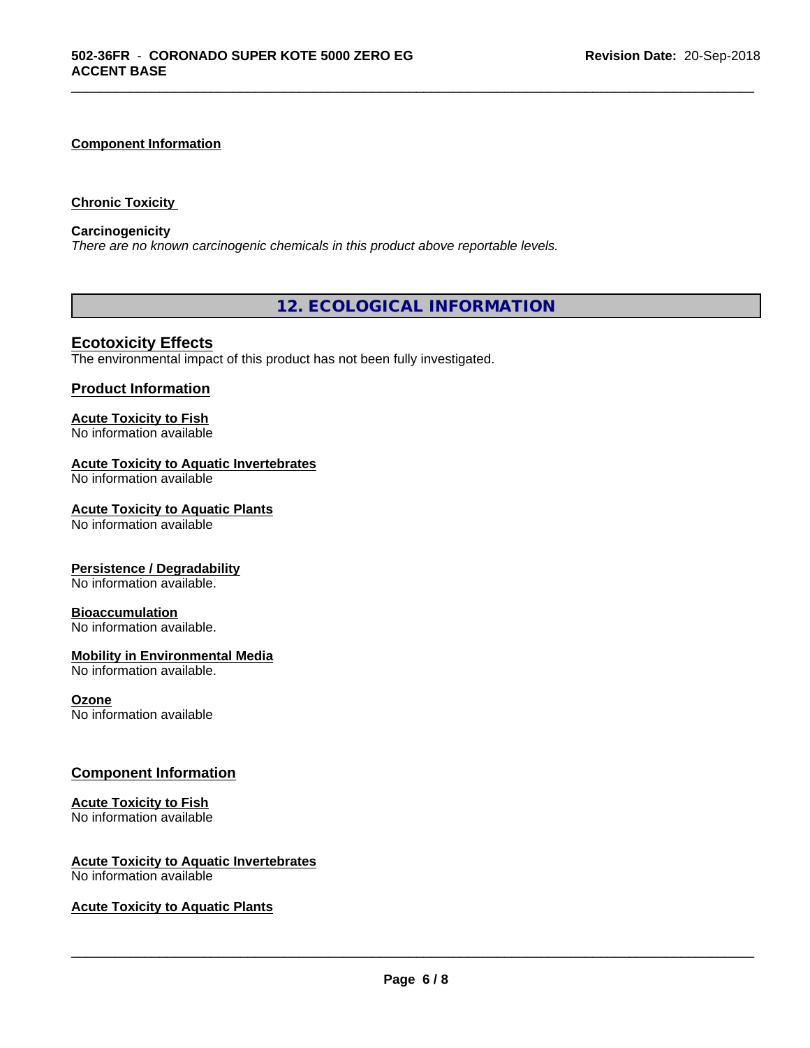#### Component Information

#### Chronic Toxicity

**Carcinogenicity**
*There are no known carcinogenic chemicals in this product above reportable levels.*

## 12. ECOLOGICAL INFORMATION

### Ecotoxicity Effects
The environmental impact of this product has not been fully investigated.

### Product Information

**Acute Toxicity to Fish**
No information available

**Acute Toxicity to Aquatic Invertebrates**
No information available

**Acute Toxicity to Aquatic Plants**
No information available

**Persistence / Degradability**
No information available.

**Bioaccumulation**
No information available.

**Mobility in Environmental Media**
No information available.

**Ozone**
No information available

### Component Information

**Acute Toxicity to Fish**
No information available

**Acute Toxicity to Aquatic Invertebrates**
No information available

**Acute Toxicity to Aquatic Plants**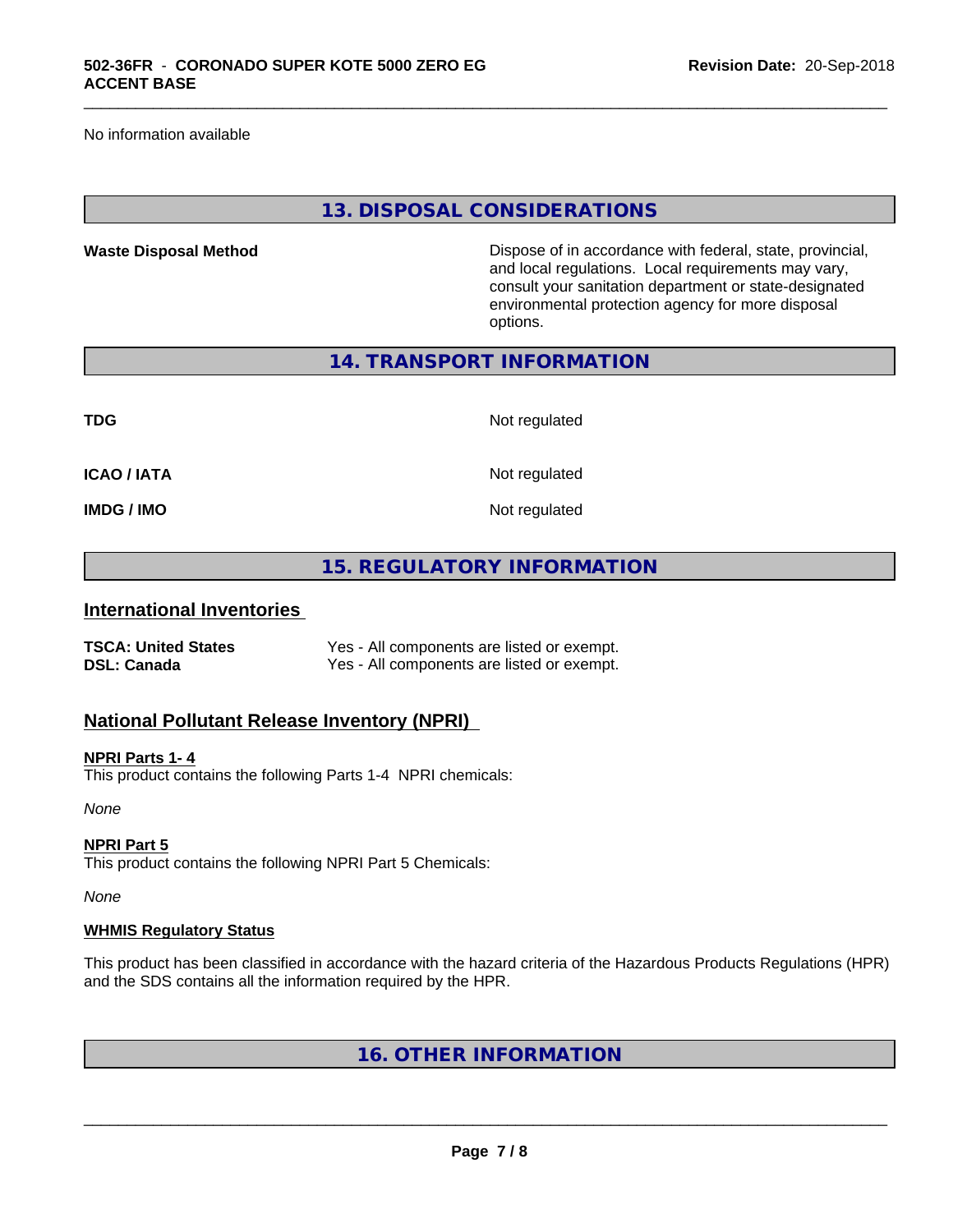No information available

## 13. DISPOSAL CONSIDERATIONS

**Waste Disposal Method** Dispose of in accordance with federal, state, provincial, and local regulations. Local requirements may vary, consult your sanitation department or state-designated environmental protection agency for more disposal options.

## 14. TRANSPORT INFORMATION

| | |
|---|---|
| **TDG** | Not regulated |
| **ICAO / IATA** | Not regulated |
| **IMDG / IMO** | Not regulated |

## 15. REGULATORY INFORMATION

### International Inventories

| | |
|---|---|
| **TSCA: United States** | Yes - All components are listed or exempt. |
| **DSL: Canada** | Yes - All components are listed or exempt. |

### National Pollutant Release Inventory (NPRI)

**NPRI Parts 1- 4**

This product contains the following Parts 1-4 NPRI chemicals:

*None*

**NPRI Part 5**

This product contains the following NPRI Part 5 Chemicals:

*None*

**WHMIS Regulatory Status**

This product has been classified in accordance with the hazard criteria of the Hazardous Products Regulations (HPR) and the SDS contains all the information required by the HPR.

## 16. OTHER INFORMATION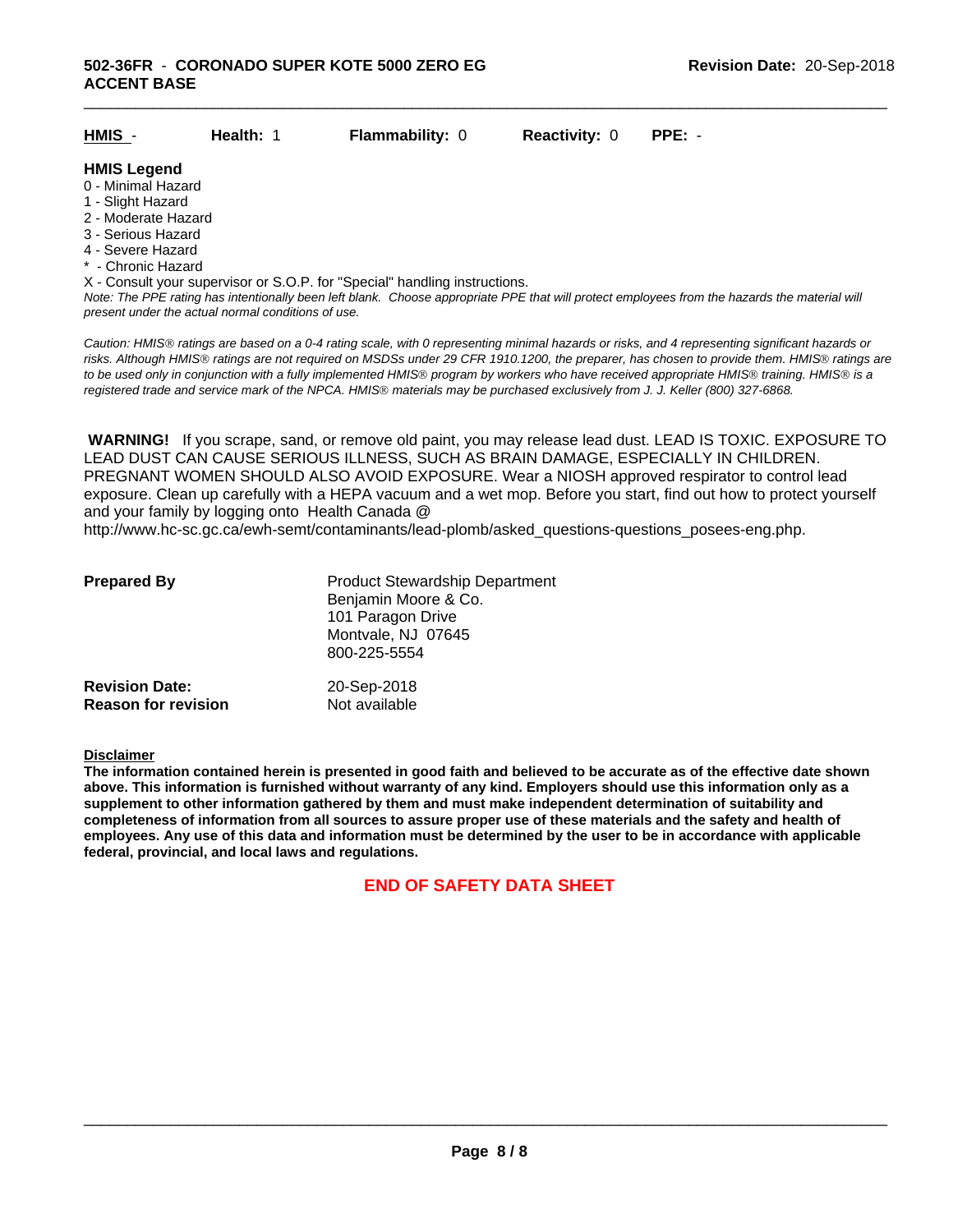| HMIS - | Health: 1 | Flammability: 0 | Reactivity: 0 | PPE: - |
|---|---|---|---|---|

**HMIS Legend**

0 - Minimal Hazard
1 - Slight Hazard
2 - Moderate Hazard
3 - Serious Hazard
4 - Severe Hazard
* - Chronic Hazard
X - Consult your supervisor or S.O.P. for "Special" handling instructions.

*Note: The PPE rating has intentionally been left blank. Choose appropriate PPE that will protect employees from the hazards the material will present under the actual normal conditions of use.*

*Caution: HMIS® ratings are based on a 0-4 rating scale, with 0 representing minimal hazards or risks, and 4 representing significant hazards or risks. Although HMIS® ratings are not required on MSDSs under 29 CFR 1910.1200, the preparer, has chosen to provide them. HMIS® ratings are to be used only in conjunction with a fully implemented HMIS® program by workers who have received appropriate HMIS® training. HMIS® is a registered trade and service mark of the NPCA. HMIS® materials may be purchased exclusively from J. J. Keller (800) 327-6868.*

**WARNING!** If you scrape, sand, or remove old paint, you may release lead dust. LEAD IS TOXIC. EXPOSURE TO LEAD DUST CAN CAUSE SERIOUS ILLNESS, SUCH AS BRAIN DAMAGE, ESPECIALLY IN CHILDREN. PREGNANT WOMEN SHOULD ALSO AVOID EXPOSURE. Wear a NIOSH approved respirator to control lead exposure. Clean up carefully with a HEPA vacuum and a wet mop. Before you start, find out how to protect yourself and your family by logging onto Health Canada @ http://www.hc-sc.gc.ca/ewh-semt/contaminants/lead-plomb/asked_questions-questions_posees-eng.php.

| | |
|---|---|
| **Prepared By** | Product Stewardship Department<br>Benjamin Moore & Co.<br>101 Paragon Drive<br>Montvale, NJ 07645<br>800-225-5554 |
| **Revision Date:** | 20-Sep-2018 |
| **Reason for revision** | Not available |

**Disclaimer**

**The information contained herein is presented in good faith and believed to be accurate as of the effective date shown above. This information is furnished without warranty of any kind. Employers should use this information only as a supplement to other information gathered by them and must make independent determination of suitability and completeness of information from all sources to assure proper use of these materials and the safety and health of employees. Any use of this data and information must be determined by the user to be in accordance with applicable federal, provincial, and local laws and regulations.**

**END OF SAFETY DATA SHEET**